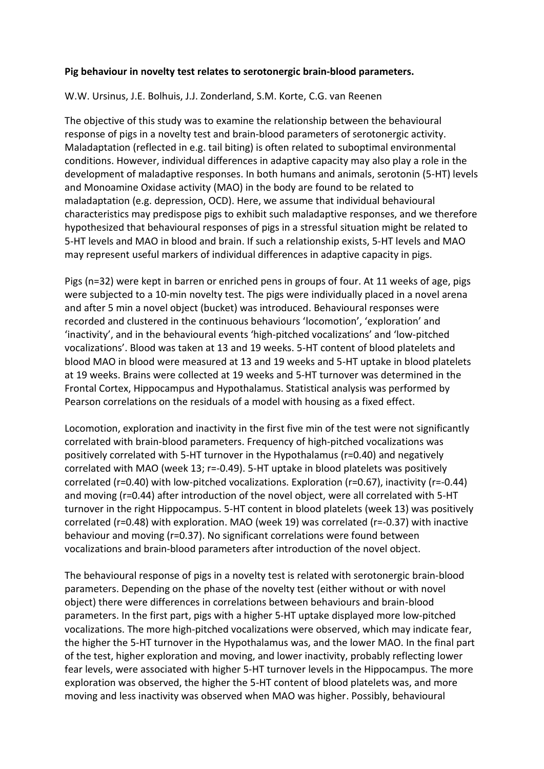**Pig behaviour in novelty test relates to serotonergic brain-blood parameters.**

W.W. Ursinus, J.E. Bolhuis, J.J. Zonderland, S.M. Korte, C.G. van Reenen

The objective of this study was to examine the relationship between the behavioural response of pigs in a novelty test and brain-blood parameters of serotonergic activity. Maladaptation (reflected in e.g. tail biting) is often related to suboptimal environmental conditions. However, individual differences in adaptive capacity may also play a role in the development of maladaptive responses. In both humans and animals, serotonin (5-HT) levels and Monoamine Oxidase activity (MAO) in the body are found to be related to maladaptation (e.g. depression, OCD). Here, we assume that individual behavioural characteristics may predispose pigs to exhibit such maladaptive responses, and we therefore hypothesized that behavioural responses of pigs in a stressful situation might be related to 5-HT levels and MAO in blood and brain. If such a relationship exists, 5-HT levels and MAO may represent useful markers of individual differences in adaptive capacity in pigs.

Pigs (n=32) were kept in barren or enriched pens in groups of four. At 11 weeks of age, pigs were subjected to a 10-min novelty test. The pigs were individually placed in a novel arena and after 5 min a novel object (bucket) was introduced. Behavioural responses were recorded and clustered in the continuous behaviours 'locomotion', 'exploration' and 'inactivity', and in the behavioural events 'high-pitched vocalizations' and 'low-pitched vocalizations'. Blood was taken at 13 and 19 weeks. 5-HT content of blood platelets and blood MAO in blood were measured at 13 and 19 weeks and 5-HT uptake in blood platelets at 19 weeks. Brains were collected at 19 weeks and 5-HT turnover was determined in the Frontal Cortex, Hippocampus and Hypothalamus. Statistical analysis was performed by Pearson correlations on the residuals of a model with housing as a fixed effect.

Locomotion, exploration and inactivity in the first five min of the test were not significantly correlated with brain-blood parameters. Frequency of high-pitched vocalizations was positively correlated with 5-HT turnover in the Hypothalamus (r=0.40) and negatively correlated with MAO (week 13; r=-0.49). 5-HT uptake in blood platelets was positively correlated (r=0.40) with low-pitched vocalizations. Exploration (r=0.67), inactivity (r=-0.44) and moving (r=0.44) after introduction of the novel object, were all correlated with 5-HT turnover in the right Hippocampus. 5-HT content in blood platelets (week 13) was positively correlated (r=0.48) with exploration. MAO (week 19) was correlated (r=-0.37) with inactive behaviour and moving (r=0.37). No significant correlations were found between vocalizations and brain-blood parameters after introduction of the novel object.

The behavioural response of pigs in a novelty test is related with serotonergic brain-blood parameters. Depending on the phase of the novelty test (either without or with novel object) there were differences in correlations between behaviours and brain-blood parameters. In the first part, pigs with a higher 5-HT uptake displayed more low-pitched vocalizations. The more high-pitched vocalizations were observed, which may indicate fear, the higher the 5-HT turnover in the Hypothalamus was, and the lower MAO. In the final part of the test, higher exploration and moving, and lower inactivity, probably reflecting lower fear levels, were associated with higher 5-HT turnover levels in the Hippocampus. The more exploration was observed, the higher the 5-HT content of blood platelets was, and more moving and less inactivity was observed when MAO was higher. Possibly, behavioural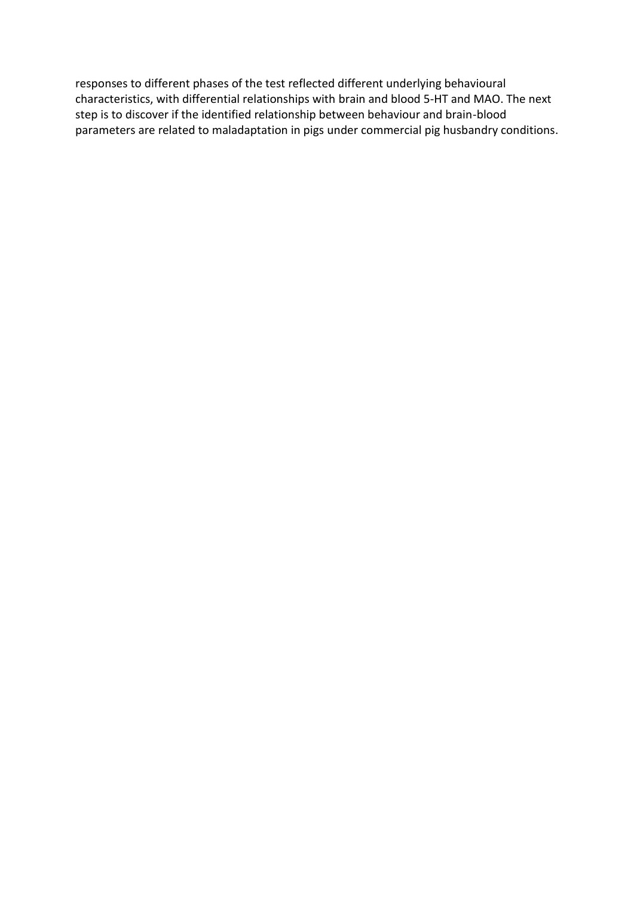responses to different phases of the test reflected different underlying behavioural characteristics, with differential relationships with brain and blood 5-HT and MAO. The next step is to discover if the identified relationship between behaviour and brain-blood parameters are related to maladaptation in pigs under commercial pig husbandry conditions.